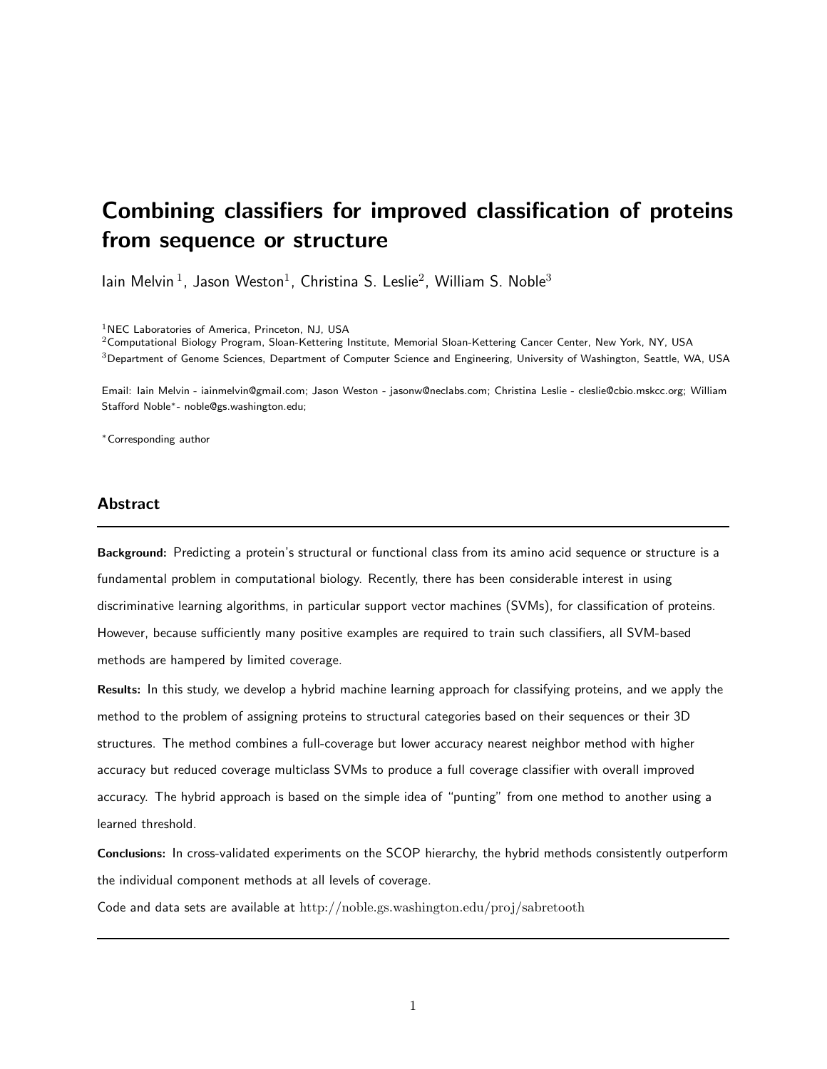# Combining classifiers for improved classification of proteins from sequence or structure

Iain Melvin [1], Jason Weston[1], Christina S. Leslie[2], William S. Noble[3]

[1]NEC Laboratories of America, Princeton, NJ, USA
[2]Computational Biology Program, Sloan-Kettering Institute, Memorial Sloan-Kettering Cancer Center, New York, NY, USA
[3]Department of Genome Sciences, Department of Computer Science and Engineering, University of Washington, Seattle, WA, USA

Email: Iain Melvin - iainmelvin@gmail.com; Jason Weston - jasonw@neclabs.com; Christina Leslie - cleslie@cbio.mskcc.org; William Stafford Noble*- noble@gs.washington.edu;

*Corresponding author

## Abstract

**Background:** Predicting a protein's structural or functional class from its amino acid sequence or structure is a fundamental problem in computational biology. Recently, there has been considerable interest in using discriminative learning algorithms, in particular support vector machines (SVMs), for classification of proteins. However, because sufficiently many positive examples are required to train such classifiers, all SVM-based methods are hampered by limited coverage.

**Results:** In this study, we develop a hybrid machine learning approach for classifying proteins, and we apply the method to the problem of assigning proteins to structural categories based on their sequences or their 3D structures. The method combines a full-coverage but lower accuracy nearest neighbor method with higher accuracy but reduced coverage multiclass SVMs to produce a full coverage classifier with overall improved accuracy. The hybrid approach is based on the simple idea of "punting" from one method to another using a learned threshold.

**Conclusions:** In cross-validated experiments on the SCOP hierarchy, the hybrid methods consistently outperform the individual component methods at all levels of coverage.

Code and data sets are available at http://noble.gs.washington.edu/proj/sabretooth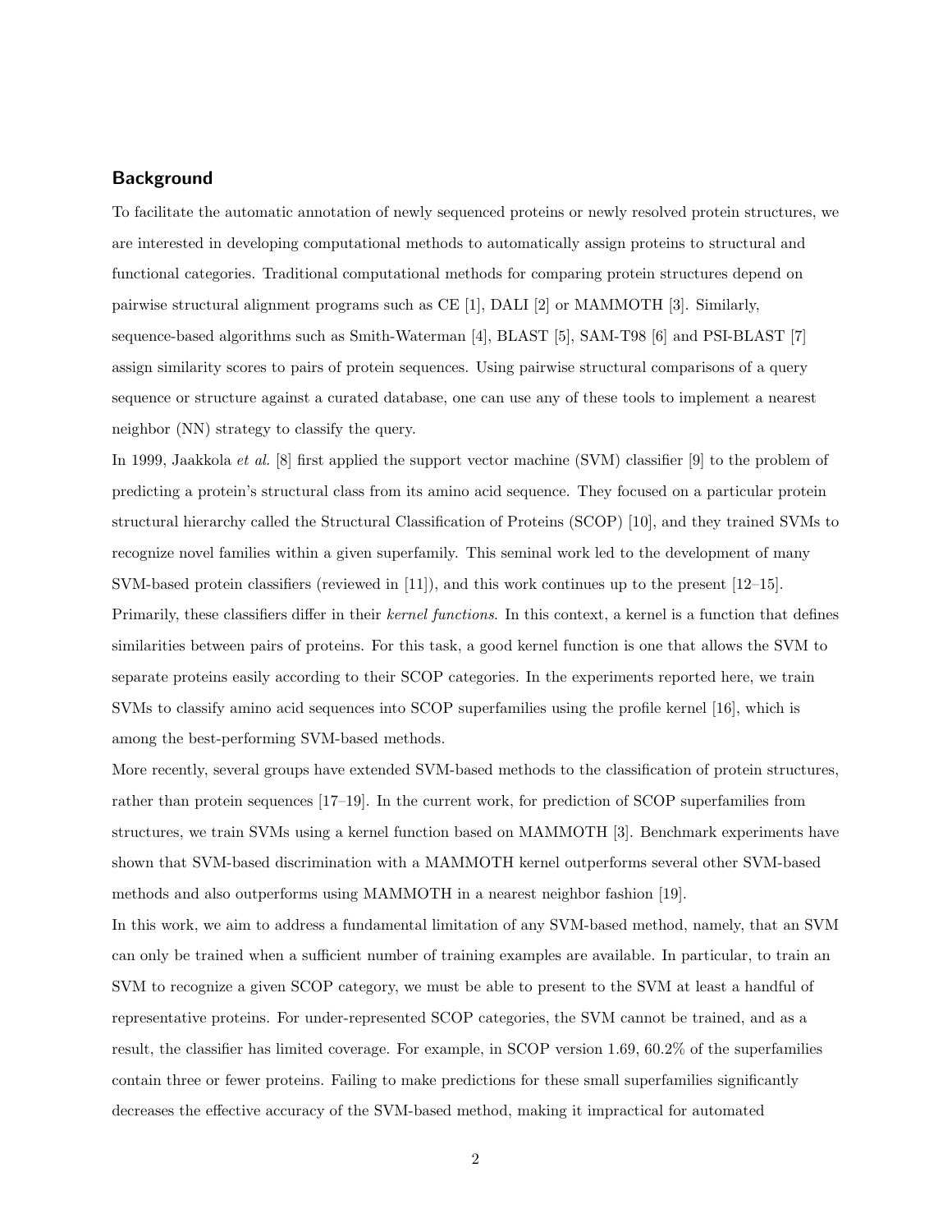## Background

To facilitate the automatic annotation of newly sequenced proteins or newly resolved protein structures, we are interested in developing computational methods to automatically assign proteins to structural and functional categories. Traditional computational methods for comparing protein structures depend on pairwise structural alignment programs such as CE [1], DALI [2] or MAMMOTH [3]. Similarly, sequence-based algorithms such as Smith-Waterman [4], BLAST [5], SAM-T98 [6] and PSI-BLAST [7] assign similarity scores to pairs of protein sequences. Using pairwise structural comparisons of a query sequence or structure against a curated database, one can use any of these tools to implement a nearest neighbor (NN) strategy to classify the query.

In 1999, Jaakkola *et al.* [8] first applied the support vector machine (SVM) classifier [9] to the problem of predicting a protein's structural class from its amino acid sequence. They focused on a particular protein structural hierarchy called the Structural Classification of Proteins (SCOP) [10], and they trained SVMs to recognize novel families within a given superfamily. This seminal work led to the development of many SVM-based protein classifiers (reviewed in [11]), and this work continues up to the present [12–15]. Primarily, these classifiers differ in their *kernel functions*. In this context, a kernel is a function that defines similarities between pairs of proteins. For this task, a good kernel function is one that allows the SVM to separate proteins easily according to their SCOP categories. In the experiments reported here, we train SVMs to classify amino acid sequences into SCOP superfamilies using the profile kernel [16], which is among the best-performing SVM-based methods.

More recently, several groups have extended SVM-based methods to the classification of protein structures, rather than protein sequences [17–19]. In the current work, for prediction of SCOP superfamilies from structures, we train SVMs using a kernel function based on MAMMOTH [3]. Benchmark experiments have shown that SVM-based discrimination with a MAMMOTH kernel outperforms several other SVM-based methods and also outperforms using MAMMOTH in a nearest neighbor fashion [19].

In this work, we aim to address a fundamental limitation of any SVM-based method, namely, that an SVM can only be trained when a sufficient number of training examples are available. In particular, to train an SVM to recognize a given SCOP category, we must be able to present to the SVM at least a handful of representative proteins. For under-represented SCOP categories, the SVM cannot be trained, and as a result, the classifier has limited coverage. For example, in SCOP version 1.69, 60.2% of the superfamilies contain three or fewer proteins. Failing to make predictions for these small superfamilies significantly decreases the effective accuracy of the SVM-based method, making it impractical for automated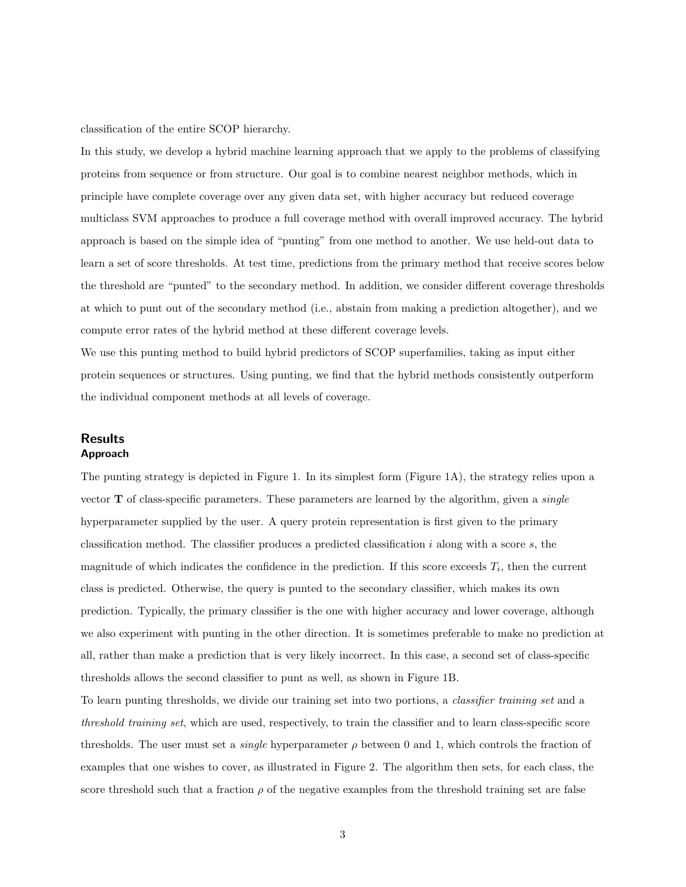classification of the entire SCOP hierarchy.

In this study, we develop a hybrid machine learning approach that we apply to the problems of classifying proteins from sequence or from structure. Our goal is to combine nearest neighbor methods, which in principle have complete coverage over any given data set, with higher accuracy but reduced coverage multiclass SVM approaches to produce a full coverage method with overall improved accuracy. The hybrid approach is based on the simple idea of "punting" from one method to another. We use held-out data to learn a set of score thresholds. At test time, predictions from the primary method that receive scores below the threshold are "punted" to the secondary method. In addition, we consider different coverage thresholds at which to punt out of the secondary method (i.e., abstain from making a prediction altogether), and we compute error rates of the hybrid method at these different coverage levels.

We use this punting method to build hybrid predictors of SCOP superfamilies, taking as input either protein sequences or structures. Using punting, we find that the hybrid methods consistently outperform the individual component methods at all levels of coverage.

## Results

### Approach

The punting strategy is depicted in Figure 1. In its simplest form (Figure 1A), the strategy relies upon a vector $\mathbf{T}$ of class-specific parameters. These parameters are learned by the algorithm, given a *single* hyperparameter supplied by the user. A query protein representation is first given to the primary classification method. The classifier produces a predicted classification $i$ along with a score $s$, the magnitude of which indicates the confidence in the prediction. If this score exceeds $T_i$, then the current class is predicted. Otherwise, the query is punted to the secondary classifier, which makes its own prediction. Typically, the primary classifier is the one with higher accuracy and lower coverage, although we also experiment with punting in the other direction. It is sometimes preferable to make no prediction at all, rather than make a prediction that is very likely incorrect. In this case, a second set of class-specific thresholds allows the second classifier to punt as well, as shown in Figure 1B.

To learn punting thresholds, we divide our training set into two portions, a *classifier training set* and a *threshold training set*, which are used, respectively, to train the classifier and to learn class-specific score thresholds. The user must set a *single* hyperparameter $\rho$ between 0 and 1, which controls the fraction of examples that one wishes to cover, as illustrated in Figure 2. The algorithm then sets, for each class, the score threshold such that a fraction $\rho$ of the negative examples from the threshold training set are false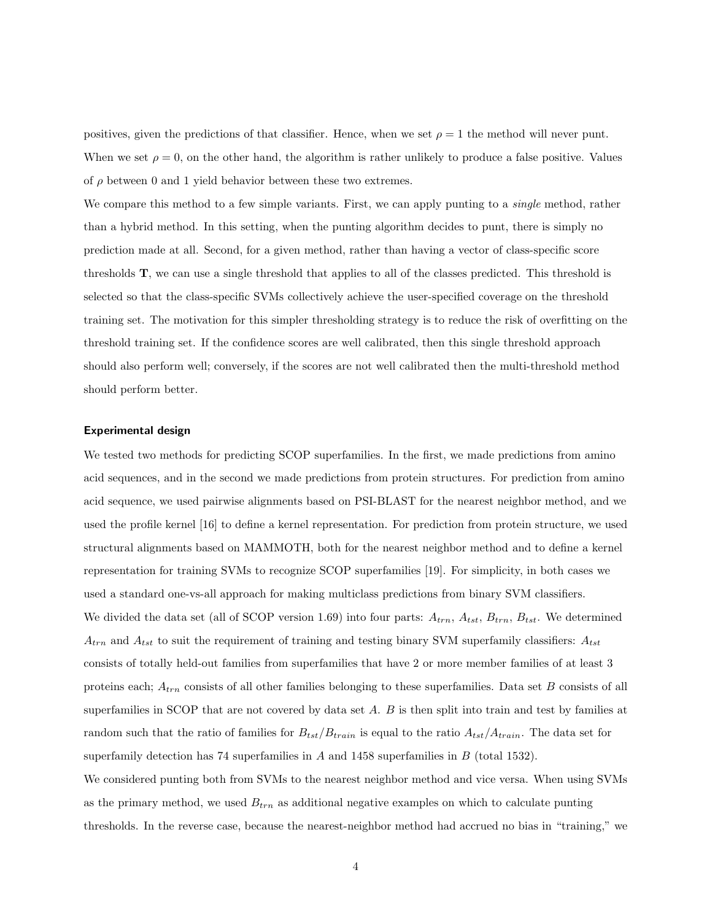positives, given the predictions of that classifier. Hence, when we set $\rho = 1$ the method will never punt. When we set $\rho = 0$, on the other hand, the algorithm is rather unlikely to produce a false positive. Values of $\rho$ between 0 and 1 yield behavior between these two extremes.

We compare this method to a few simple variants. First, we can apply punting to a *single* method, rather than a hybrid method. In this setting, when the punting algorithm decides to punt, there is simply no prediction made at all. Second, for a given method, rather than having a vector of class-specific score thresholds $\mathbf{T}$, we can use a single threshold that applies to all of the classes predicted. This threshold is selected so that the class-specific SVMs collectively achieve the user-specified coverage on the threshold training set. The motivation for this simpler thresholding strategy is to reduce the risk of overfitting on the threshold training set. If the confidence scores are well calibrated, then this single threshold approach should also perform well; conversely, if the scores are not well calibrated then the multi-threshold method should perform better.

### Experimental design

We tested two methods for predicting SCOP superfamilies. In the first, we made predictions from amino acid sequences, and in the second we made predictions from protein structures. For prediction from amino acid sequence, we used pairwise alignments based on PSI-BLAST for the nearest neighbor method, and we used the profile kernel [16] to define a kernel representation. For prediction from protein structure, we used structural alignments based on MAMMOTH, both for the nearest neighbor method and to define a kernel representation for training SVMs to recognize SCOP superfamilies [19]. For simplicity, in both cases we used a standard one-vs-all approach for making multiclass predictions from binary SVM classifiers.

We divided the data set (all of SCOP version 1.69) into four parts: $A_{trn}$, $A_{tst}$, $B_{trn}$, $B_{tst}$. We determined $A_{trn}$ and $A_{tst}$ to suit the requirement of training and testing binary SVM superfamily classifiers: $A_{tst}$ consists of totally held-out families from superfamilies that have 2 or more member families of at least 3 proteins each; $A_{trn}$ consists of all other families belonging to these superfamilies. Data set $B$ consists of all superfamilies in SCOP that are not covered by data set $A$. $B$ is then split into train and test by families at random such that the ratio of families for $B_{tst}/B_{train}$ is equal to the ratio $A_{tst}/A_{train}$. The data set for superfamily detection has 74 superfamilies in $A$ and 1458 superfamilies in $B$ (total 1532).

We considered punting both from SVMs to the nearest neighbor method and vice versa. When using SVMs as the primary method, we used $B_{trn}$ as additional negative examples on which to calculate punting thresholds. In the reverse case, because the nearest-neighbor method had accrued no bias in "training," we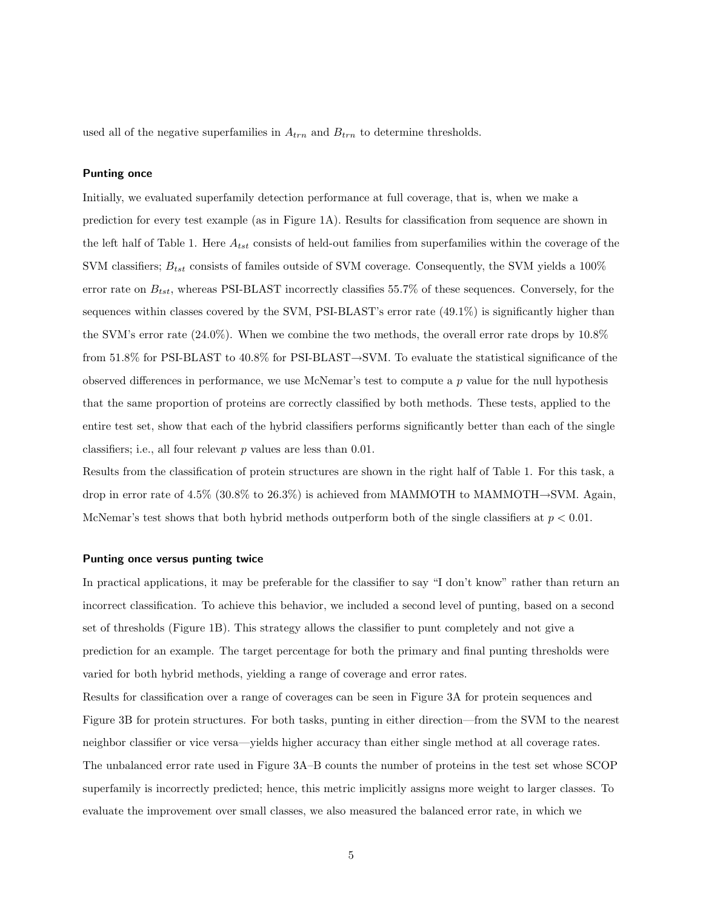used all of the negative superfamilies in $A_{trn}$ and $B_{trn}$ to determine thresholds.

### Punting once

Initially, we evaluated superfamily detection performance at full coverage, that is, when we make a prediction for every test example (as in Figure 1A). Results for classification from sequence are shown in the left half of Table 1. Here $A_{tst}$ consists of held-out families from superfamilies within the coverage of the SVM classifiers; $B_{tst}$ consists of familes outside of SVM coverage. Consequently, the SVM yields a 100% error rate on $B_{tst}$, whereas PSI-BLAST incorrectly classifies 55.7% of these sequences. Conversely, for the sequences within classes covered by the SVM, PSI-BLAST's error rate (49.1%) is significantly higher than the SVM's error rate (24.0%). When we combine the two methods, the overall error rate drops by 10.8% from 51.8% for PSI-BLAST to 40.8% for PSI-BLAST→SVM. To evaluate the statistical significance of the observed differences in performance, we use McNemar's test to compute a $p$ value for the null hypothesis that the same proportion of proteins are correctly classified by both methods. These tests, applied to the entire test set, show that each of the hybrid classifiers performs significantly better than each of the single classifiers; i.e., all four relevant $p$ values are less than 0.01.

Results from the classification of protein structures are shown in the right half of Table 1. For this task, a drop in error rate of 4.5% (30.8% to 26.3%) is achieved from MAMMOTH to MAMMOTH→SVM. Again, McNemar's test shows that both hybrid methods outperform both of the single classifiers at $p < 0.01$.

### Punting once versus punting twice

In practical applications, it may be preferable for the classifier to say "I don't know" rather than return an incorrect classification. To achieve this behavior, we included a second level of punting, based on a second set of thresholds (Figure 1B). This strategy allows the classifier to punt completely and not give a prediction for an example. The target percentage for both the primary and final punting thresholds were varied for both hybrid methods, yielding a range of coverage and error rates.

Results for classification over a range of coverages can be seen in Figure 3A for protein sequences and Figure 3B for protein structures. For both tasks, punting in either direction—from the SVM to the nearest neighbor classifier or vice versa—yields higher accuracy than either single method at all coverage rates. The unbalanced error rate used in Figure 3A–B counts the number of proteins in the test set whose SCOP superfamily is incorrectly predicted; hence, this metric implicitly assigns more weight to larger classes. To evaluate the improvement over small classes, we also measured the balanced error rate, in which we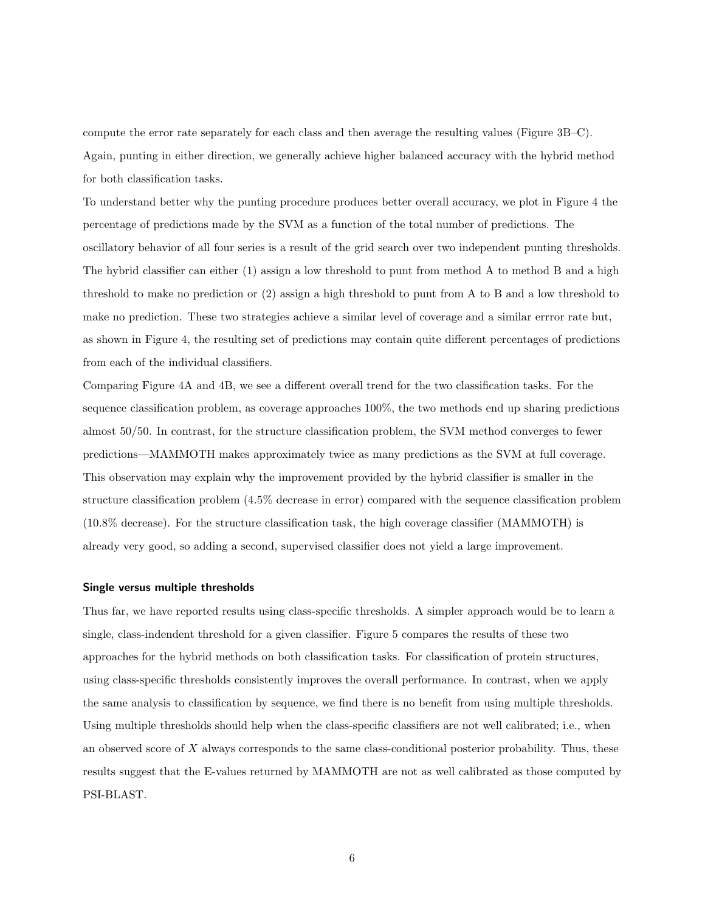compute the error rate separately for each class and then average the resulting values (Figure 3B–C). Again, punting in either direction, we generally achieve higher balanced accuracy with the hybrid method for both classification tasks.

To understand better why the punting procedure produces better overall accuracy, we plot in Figure 4 the percentage of predictions made by the SVM as a function of the total number of predictions. The oscillatory behavior of all four series is a result of the grid search over two independent punting thresholds. The hybrid classifier can either (1) assign a low threshold to punt from method A to method B and a high threshold to make no prediction or (2) assign a high threshold to punt from A to B and a low threshold to make no prediction. These two strategies achieve a similar level of coverage and a similar errror rate but, as shown in Figure 4, the resulting set of predictions may contain quite different percentages of predictions from each of the individual classifiers.

Comparing Figure 4A and 4B, we see a different overall trend for the two classification tasks. For the sequence classification problem, as coverage approaches 100%, the two methods end up sharing predictions almost 50/50. In contrast, for the structure classification problem, the SVM method converges to fewer predictions—MAMMOTH makes approximately twice as many predictions as the SVM at full coverage. This observation may explain why the improvement provided by the hybrid classifier is smaller in the structure classification problem (4.5% decrease in error) compared with the sequence classification problem (10.8% decrease). For the structure classification task, the high coverage classifier (MAMMOTH) is already very good, so adding a second, supervised classifier does not yield a large improvement.

### Single versus multiple thresholds

Thus far, we have reported results using class-specific thresholds. A simpler approach would be to learn a single, class-indendent threshold for a given classifier. Figure 5 compares the results of these two approaches for the hybrid methods on both classification tasks. For classification of protein structures, using class-specific thresholds consistently improves the overall performance. In contrast, when we apply the same analysis to classification by sequence, we find there is no benefit from using multiple thresholds. Using multiple thresholds should help when the class-specific classifiers are not well calibrated; i.e., when an observed score of $X$ always corresponds to the same class-conditional posterior probability. Thus, these results suggest that the E-values returned by MAMMOTH are not as well calibrated as those computed by PSI-BLAST.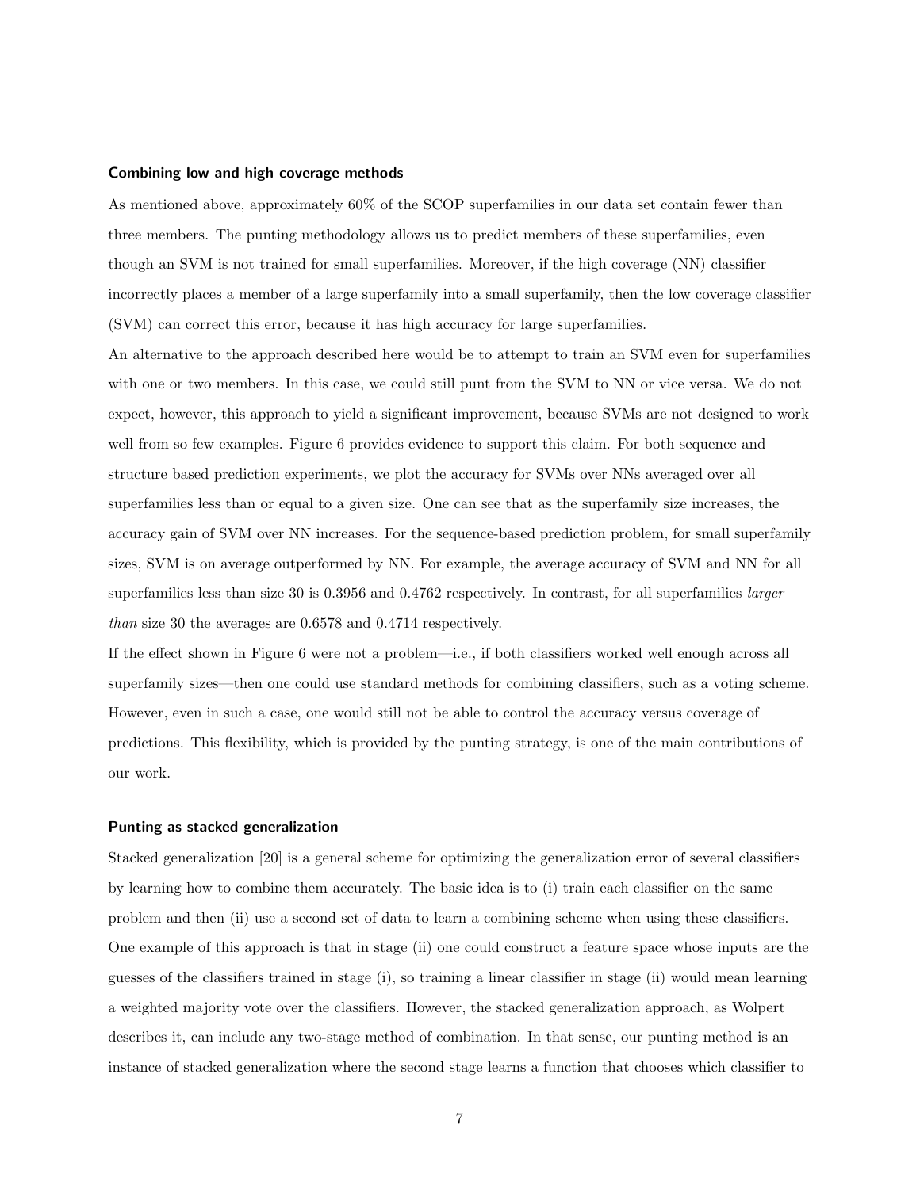### Combining low and high coverage methods

As mentioned above, approximately 60% of the SCOP superfamilies in our data set contain fewer than three members. The punting methodology allows us to predict members of these superfamilies, even though an SVM is not trained for small superfamilies. Moreover, if the high coverage (NN) classifier incorrectly places a member of a large superfamily into a small superfamily, then the low coverage classifier (SVM) can correct this error, because it has high accuracy for large superfamilies.

An alternative to the approach described here would be to attempt to train an SVM even for superfamilies with one or two members. In this case, we could still punt from the SVM to NN or vice versa. We do not expect, however, this approach to yield a significant improvement, because SVMs are not designed to work well from so few examples. Figure 6 provides evidence to support this claim. For both sequence and structure based prediction experiments, we plot the accuracy for SVMs over NNs averaged over all superfamilies less than or equal to a given size. One can see that as the superfamily size increases, the accuracy gain of SVM over NN increases. For the sequence-based prediction problem, for small superfamily sizes, SVM is on average outperformed by NN. For example, the average accuracy of SVM and NN for all superfamilies less than size 30 is 0.3956 and 0.4762 respectively. In contrast, for all superfamilies *larger than* size 30 the averages are 0.6578 and 0.4714 respectively.

If the effect shown in Figure 6 were not a problem—i.e., if both classifiers worked well enough across all superfamily sizes—then one could use standard methods for combining classifiers, such as a voting scheme. However, even in such a case, one would still not be able to control the accuracy versus coverage of predictions. This flexibility, which is provided by the punting strategy, is one of the main contributions of our work.

### Punting as stacked generalization

Stacked generalization [20] is a general scheme for optimizing the generalization error of several classifiers by learning how to combine them accurately. The basic idea is to (i) train each classifier on the same problem and then (ii) use a second set of data to learn a combining scheme when using these classifiers. One example of this approach is that in stage (ii) one could construct a feature space whose inputs are the guesses of the classifiers trained in stage (i), so training a linear classifier in stage (ii) would mean learning a weighted majority vote over the classifiers. However, the stacked generalization approach, as Wolpert describes it, can include any two-stage method of combination. In that sense, our punting method is an instance of stacked generalization where the second stage learns a function that chooses which classifier to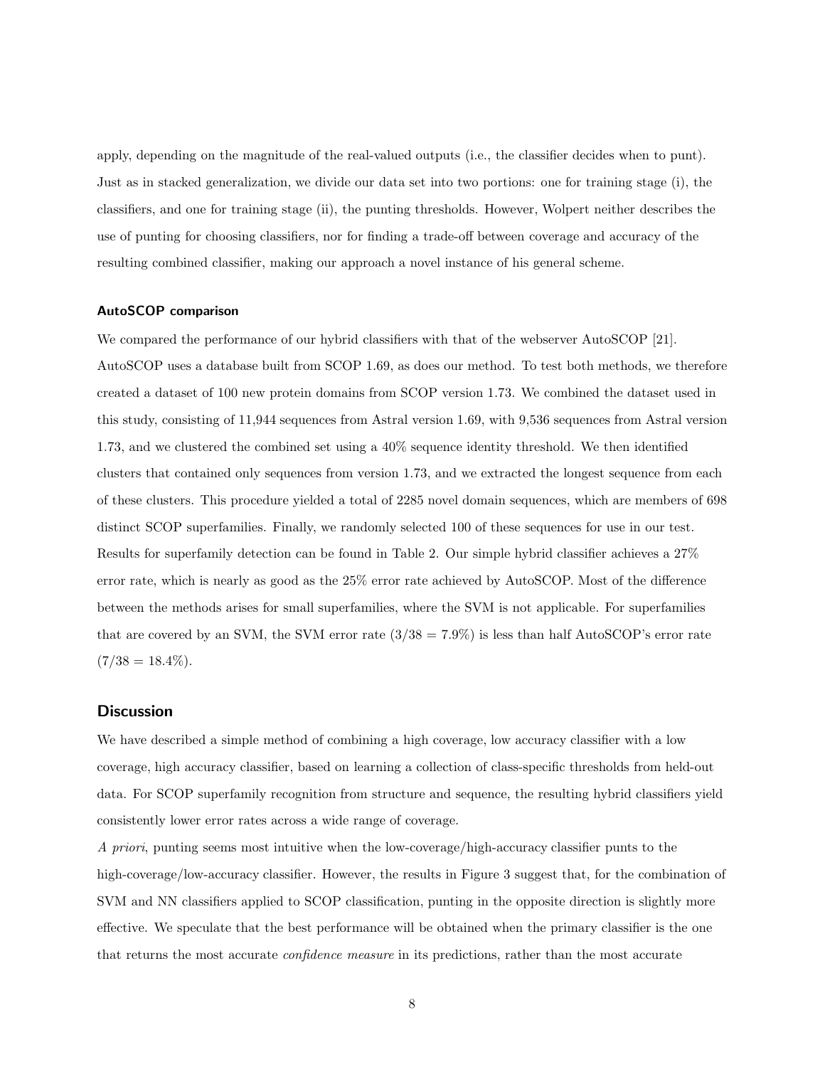apply, depending on the magnitude of the real-valued outputs (i.e., the classifier decides when to punt). Just as in stacked generalization, we divide our data set into two portions: one for training stage (i), the classifiers, and one for training stage (ii), the punting thresholds. However, Wolpert neither describes the use of punting for choosing classifiers, nor for finding a trade-off between coverage and accuracy of the resulting combined classifier, making our approach a novel instance of his general scheme.

### AutoSCOP comparison

We compared the performance of our hybrid classifiers with that of the webserver AutoSCOP [21]. AutoSCOP uses a database built from SCOP 1.69, as does our method. To test both methods, we therefore created a dataset of 100 new protein domains from SCOP version 1.73. We combined the dataset used in this study, consisting of 11,944 sequences from Astral version 1.69, with 9,536 sequences from Astral version 1.73, and we clustered the combined set using a 40% sequence identity threshold. We then identified clusters that contained only sequences from version 1.73, and we extracted the longest sequence from each of these clusters. This procedure yielded a total of 2285 novel domain sequences, which are members of 698 distinct SCOP superfamilies. Finally, we randomly selected 100 of these sequences for use in our test. Results for superfamily detection can be found in Table 2. Our simple hybrid classifier achieves a 27% error rate, which is nearly as good as the 25% error rate achieved by AutoSCOP. Most of the difference between the methods arises for small superfamilies, where the SVM is not applicable. For superfamilies that are covered by an SVM, the SVM error rate ($3/38 = 7.9\%$) is less than half AutoSCOP's error rate ($7/38 = 18.4\%$).

## Discussion

We have described a simple method of combining a high coverage, low accuracy classifier with a low coverage, high accuracy classifier, based on learning a collection of class-specific thresholds from held-out data. For SCOP superfamily recognition from structure and sequence, the resulting hybrid classifiers yield consistently lower error rates across a wide range of coverage.

*A priori*, punting seems most intuitive when the low-coverage/high-accuracy classifier punts to the high-coverage/low-accuracy classifier. However, the results in Figure 3 suggest that, for the combination of SVM and NN classifiers applied to SCOP classification, punting in the opposite direction is slightly more effective. We speculate that the best performance will be obtained when the primary classifier is the one that returns the most accurate *confidence measure* in its predictions, rather than the most accurate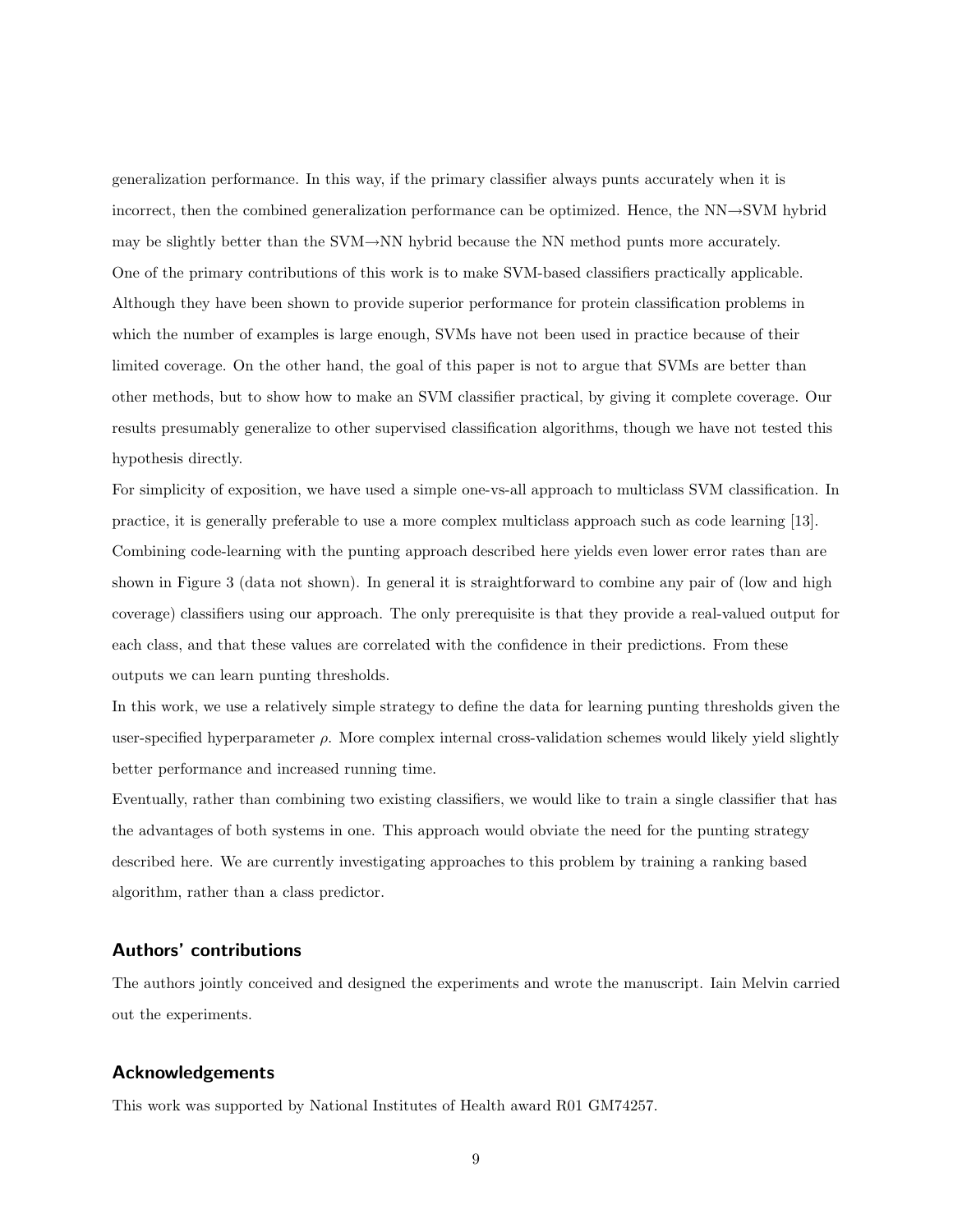generalization performance. In this way, if the primary classifier always punts accurately when it is incorrect, then the combined generalization performance can be optimized. Hence, the NN→SVM hybrid may be slightly better than the SVM→NN hybrid because the NN method punts more accurately.

One of the primary contributions of this work is to make SVM-based classifiers practically applicable. Although they have been shown to provide superior performance for protein classification problems in which the number of examples is large enough, SVMs have not been used in practice because of their limited coverage. On the other hand, the goal of this paper is not to argue that SVMs are better than other methods, but to show how to make an SVM classifier practical, by giving it complete coverage. Our results presumably generalize to other supervised classification algorithms, though we have not tested this hypothesis directly.

For simplicity of exposition, we have used a simple one-vs-all approach to multiclass SVM classification. In practice, it is generally preferable to use a more complex multiclass approach such as code learning [13]. Combining code-learning with the punting approach described here yields even lower error rates than are shown in Figure 3 (data not shown). In general it is straightforward to combine any pair of (low and high coverage) classifiers using our approach. The only prerequisite is that they provide a real-valued output for each class, and that these values are correlated with the confidence in their predictions. From these outputs we can learn punting thresholds.

In this work, we use a relatively simple strategy to define the data for learning punting thresholds given the user-specified hyperparameter $\rho$. More complex internal cross-validation schemes would likely yield slightly better performance and increased running time.

Eventually, rather than combining two existing classifiers, we would like to train a single classifier that has the advantages of both systems in one. This approach would obviate the need for the punting strategy described here. We are currently investigating approaches to this problem by training a ranking based algorithm, rather than a class predictor.

## Authors' contributions

The authors jointly conceived and designed the experiments and wrote the manuscript. Iain Melvin carried out the experiments.

## Acknowledgements

This work was supported by National Institutes of Health award R01 GM74257.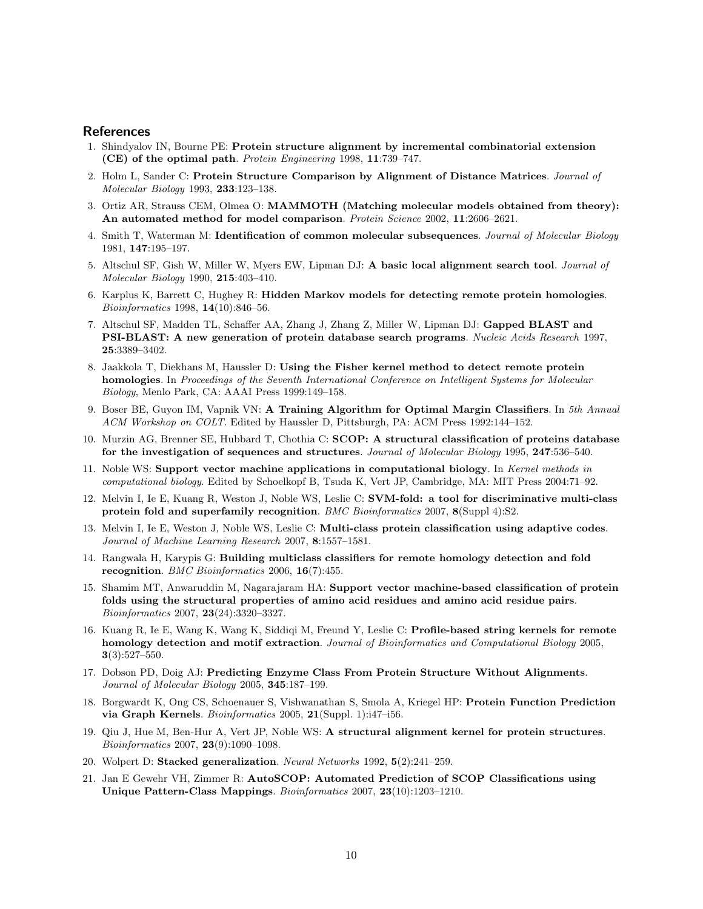## References

1. Shindyalov IN, Bourne PE: **Protein structure alignment by incremental combinatorial extension (CE) of the optimal path**. *Protein Engineering* 1998, **11**:739–747.
2. Holm L, Sander C: **Protein Structure Comparison by Alignment of Distance Matrices**. *Journal of Molecular Biology* 1993, **233**:123–138.
3. Ortiz AR, Strauss CEM, Olmea O: **MAMMOTH (Matching molecular models obtained from theory): An automated method for model comparison**. *Protein Science* 2002, **11**:2606–2621.
4. Smith T, Waterman M: **Identification of common molecular subsequences**. *Journal of Molecular Biology* 1981, **147**:195–197.
5. Altschul SF, Gish W, Miller W, Myers EW, Lipman DJ: **A basic local alignment search tool**. *Journal of Molecular Biology* 1990, **215**:403–410.
6. Karplus K, Barrett C, Hughey R: **Hidden Markov models for detecting remote protein homologies**. *Bioinformatics* 1998, **14**(10):846–56.
7. Altschul SF, Madden TL, Schaffer AA, Zhang J, Zhang Z, Miller W, Lipman DJ: **Gapped BLAST and PSI-BLAST: A new generation of protein database search programs**. *Nucleic Acids Research* 1997, **25**:3389–3402.
8. Jaakkola T, Diekhans M, Haussler D: **Using the Fisher kernel method to detect remote protein homologies**. In *Proceedings of the Seventh International Conference on Intelligent Systems for Molecular Biology*, Menlo Park, CA: AAAI Press 1999:149–158.
9. Boser BE, Guyon IM, Vapnik VN: **A Training Algorithm for Optimal Margin Classifiers**. In *5th Annual ACM Workshop on COLT*. Edited by Haussler D, Pittsburgh, PA: ACM Press 1992:144–152.
10. Murzin AG, Brenner SE, Hubbard T, Chothia C: **SCOP: A structural classification of proteins database for the investigation of sequences and structures**. *Journal of Molecular Biology* 1995, **247**:536–540.
11. Noble WS: **Support vector machine applications in computational biology**. In *Kernel methods in computational biology*. Edited by Schoelkopf B, Tsuda K, Vert JP, Cambridge, MA: MIT Press 2004:71–92.
12. Melvin I, Ie E, Kuang R, Weston J, Noble WS, Leslie C: **SVM-fold: a tool for discriminative multi-class protein fold and superfamily recognition**. *BMC Bioinformatics* 2007, **8**(Suppl 4):S2.
13. Melvin I, Ie E, Weston J, Noble WS, Leslie C: **Multi-class protein classification using adaptive codes**. *Journal of Machine Learning Research* 2007, **8**:1557–1581.
14. Rangwala H, Karypis G: **Building multiclass classifiers for remote homology detection and fold recognition**. *BMC Bioinformatics* 2006, **16**(7):455.
15. Shamim MT, Anwaruddin M, Nagarajaram HA: **Support vector machine-based classification of protein folds using the structural properties of amino acid residues and amino acid residue pairs**. *Bioinformatics* 2007, **23**(24):3320–3327.
16. Kuang R, Ie E, Wang K, Wang K, Siddiqi M, Freund Y, Leslie C: **Profile-based string kernels for remote homology detection and motif extraction**. *Journal of Bioinformatics and Computational Biology* 2005, **3**(3):527–550.
17. Dobson PD, Doig AJ: **Predicting Enzyme Class From Protein Structure Without Alignments**. *Journal of Molecular Biology* 2005, **345**:187–199.
18. Borgwardt K, Ong CS, Schoenauer S, Vishwanathan S, Smola A, Kriegel HP: **Protein Function Prediction via Graph Kernels**. *Bioinformatics* 2005, **21**(Suppl. 1):i47–i56.
19. Qiu J, Hue M, Ben-Hur A, Vert JP, Noble WS: **A structural alignment kernel for protein structures**. *Bioinformatics* 2007, **23**(9):1090–1098.
20. Wolpert D: **Stacked generalization**. *Neural Networks* 1992, **5**(2):241–259.
21. Jan E Gewehr VH, Zimmer R: **AutoSCOP: Automated Prediction of SCOP Classifications using Unique Pattern-Class Mappings**. *Bioinformatics* 2007, **23**(10):1203–1210.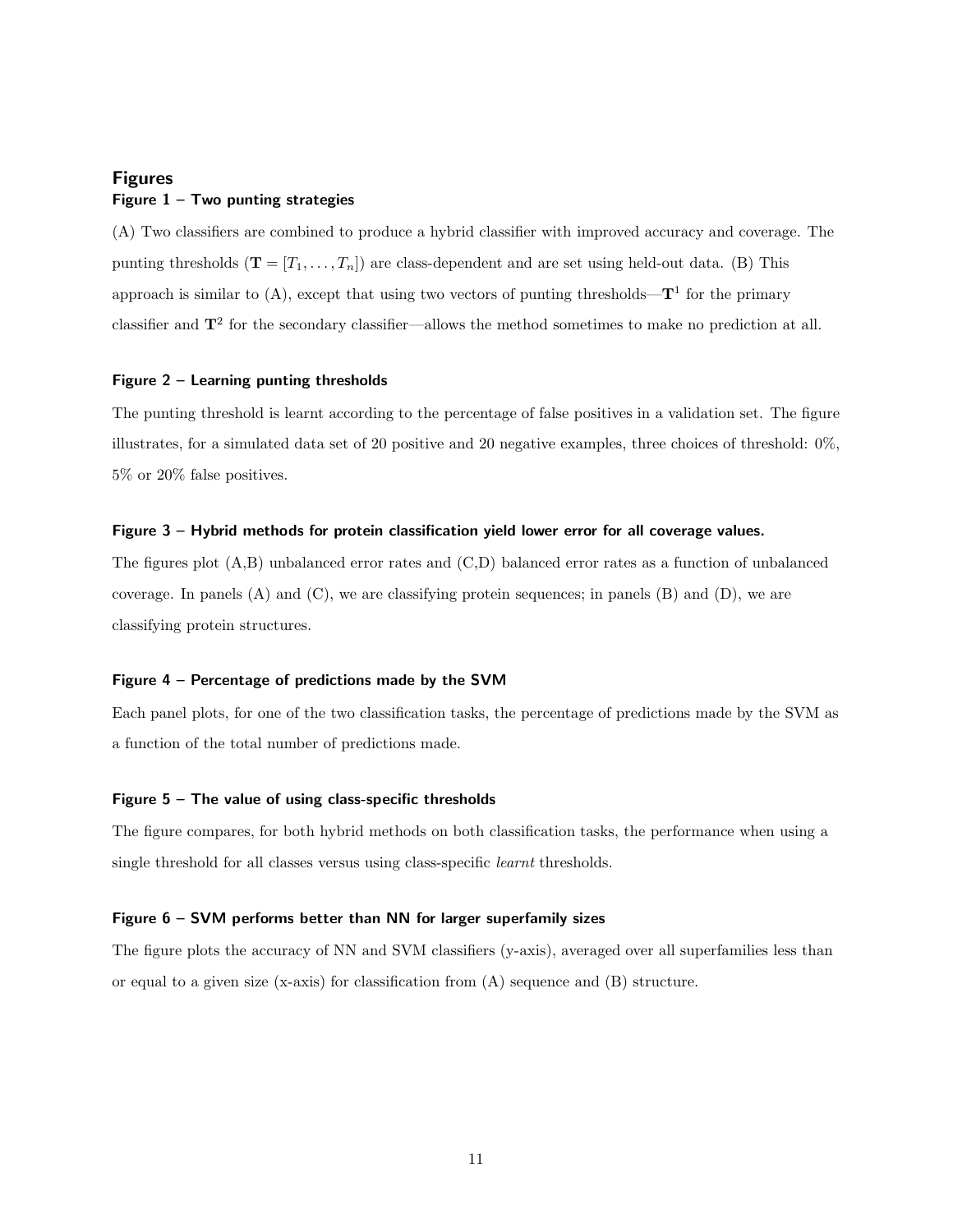## Figures

### Figure 1 – Two punting strategies

(A) Two classifiers are combined to produce a hybrid classifier with improved accuracy and coverage. The punting thresholds ($\mathbf{T} = [T_1, \ldots, T_n]$) are class-dependent and are set using held-out data. (B) This approach is similar to (A), except that using two vectors of punting thresholds—$\mathbf{T}^1$ for the primary classifier and $\mathbf{T}^2$ for the secondary classifier—allows the method sometimes to make no prediction at all.

### Figure 2 – Learning punting thresholds

The punting threshold is learnt according to the percentage of false positives in a validation set. The figure illustrates, for a simulated data set of 20 positive and 20 negative examples, three choices of threshold: 0%, 5% or 20% false positives.

### Figure 3 – Hybrid methods for protein classification yield lower error for all coverage values.

The figures plot (A,B) unbalanced error rates and (C,D) balanced error rates as a function of unbalanced coverage. In panels (A) and (C), we are classifying protein sequences; in panels (B) and (D), we are classifying protein structures.

### Figure 4 – Percentage of predictions made by the SVM

Each panel plots, for one of the two classification tasks, the percentage of predictions made by the SVM as a function of the total number of predictions made.

### Figure 5 – The value of using class-specific thresholds

The figure compares, for both hybrid methods on both classification tasks, the performance when using a single threshold for all classes versus using class-specific *learnt* thresholds.

### Figure 6 – SVM performs better than NN for larger superfamily sizes

The figure plots the accuracy of NN and SVM classifiers (y-axis), averaged over all superfamilies less than or equal to a given size (x-axis) for classification from (A) sequence and (B) structure.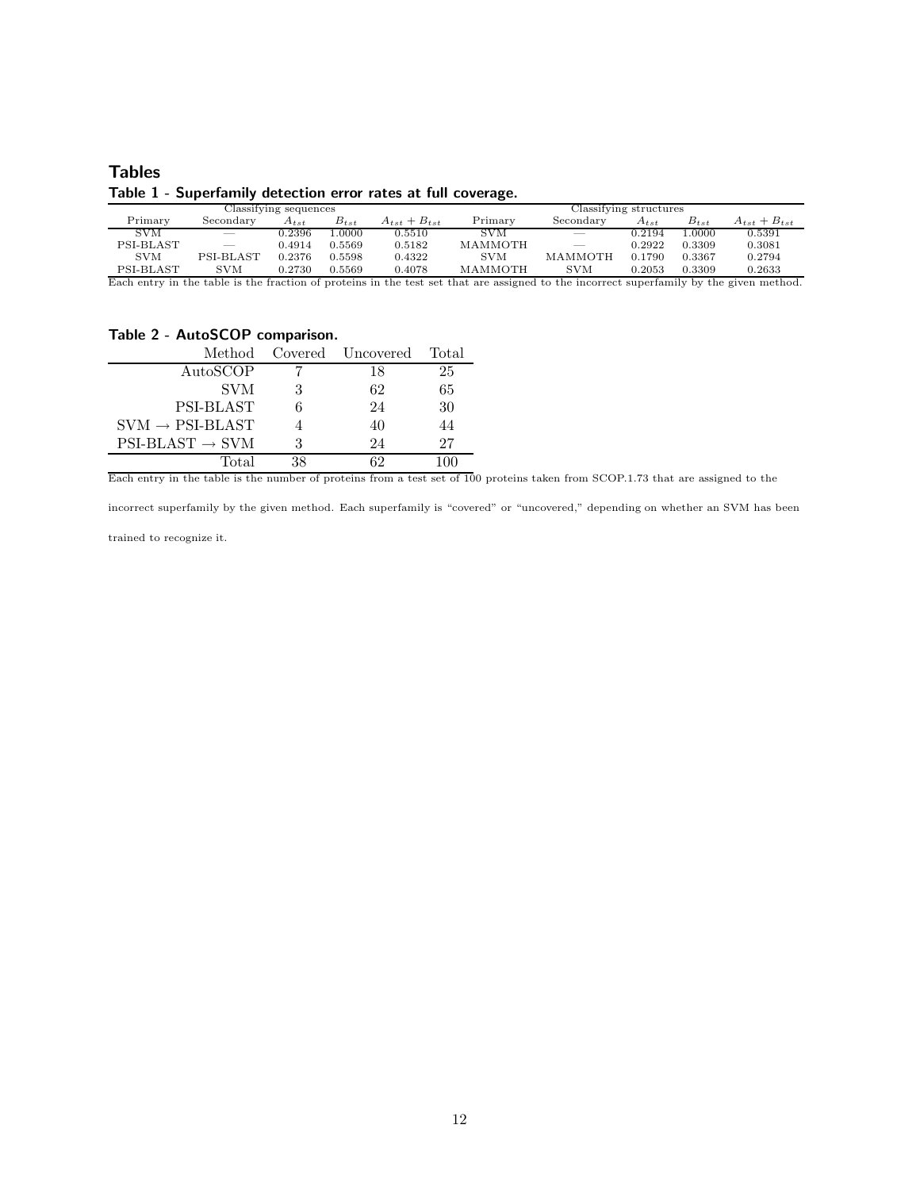# Tables

## Table 1 - Superfamily detection error rates at full coverage.

| Classifying sequences | | | | | Classifying structures | | | | |
|---|---|---|---|---|---|---|---|---|---|
| Primary | Secondary | $A_{tst}$ | $B_{tst}$ | $A_{tst} + B_{tst}$ | Primary | Secondary | $A_{tst}$ | $B_{tst}$ | $A_{tst} + B_{tst}$ |
| SVM | — | 0.2396 | 1.0000 | 0.5510 | SVM | — | 0.2194 | 1.0000 | 0.5391 |
| PSI-BLAST | — | 0.4914 | 0.5569 | 0.5182 | MAMMOTH | — | 0.2922 | 0.3309 | 0.3081 |
| SVM | PSI-BLAST | 0.2376 | 0.5598 | 0.4322 | SVM | MAMMOTH | 0.1790 | 0.3367 | 0.2794 |
| PSI-BLAST | SVM | 0.2730 | 0.5569 | 0.4078 | MAMMOTH | SVM | 0.2053 | 0.3309 | 0.2633 |

Each entry in the table is the fraction of proteins in the test set that are assigned to the incorrect superfamily by the given method.

## Table 2 - AutoSCOP comparison.

| Method | Covered | Uncovered | Total |
|---|---|---|---|
| AutoSCOP | 7 | 18 | 25 |
| SVM | 3 | 62 | 65 |
| PSI-BLAST | 6 | 24 | 30 |
| SVM → PSI-BLAST | 4 | 40 | 44 |
| PSI-BLAST → SVM | 3 | 24 | 27 |
| Total | 38 | 62 | 100 |

Each entry in the table is the number of proteins from a test set of 100 proteins taken from SCOP.1.73 that are assigned to the incorrect superfamily by the given method. Each superfamily is "covered" or "uncovered," depending on whether an SVM has been trained to recognize it.